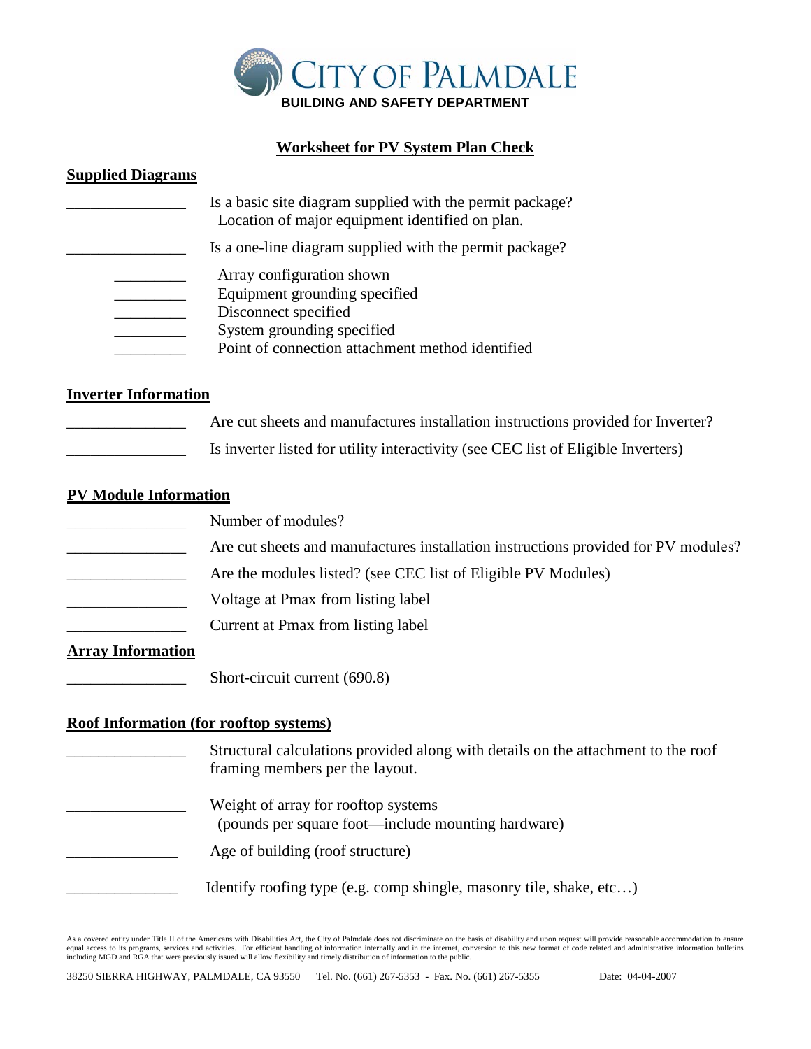# CITY OF PALMDALE

**BUILDING AND SAFETY DEPARTMENT**

## Worksheet for PV System Plan Check

### Supplied Diagrams

_______________ Is a basic site diagram supplied with the permit package?
Location of major equipment identified on plan.

_______________ Is a one-line diagram supplied with the permit package?

- _________ Array configuration shown
- _________ Equipment grounding specified
- _________ Disconnect specified
- _________ System grounding specified
- _________ Point of connection attachment method identified

### Inverter Information

_______________ Are cut sheets and manufactures installation instructions provided for Inverter?

_______________ Is inverter listed for utility interactivity (see CEC list of Eligible Inverters)

### PV Module Information

_______________ Number of modules?

_______________ Are cut sheets and manufactures installation instructions provided for PV modules?

_______________ Are the modules listed? (see CEC list of Eligible PV Modules)

_______________ Voltage at Pmax from listing label

_______________ Current at Pmax from listing label

### Array Information

_______________ Short-circuit current (690.8)

### Roof Information (for rooftop systems)

_______________ Structural calculations provided along with details on the attachment to the roof framing members per the layout.

_______________ Weight of array for rooftop systems
(pounds per square foot—include mounting hardware)

_______________ Age of building (roof structure)

_______________ Identify roofing type (e.g. comp shingle, masonry tile, shake, etc…)

As a covered entity under Title II of the Americans with Disabilities Act, the City of Palmdale does not discriminate on the basis of disability and upon request will provide reasonable accommodation to ensure equal access to its programs, services and activities. For efficient handling of information internally and in the internet, conversion to this new format of code related and administrative information bulletins including MGD and RGA that were previously issued will allow flexibility and timely distribution of information to the public.

38250 SIERRA HIGHWAY, PALMDALE, CA 93550 Tel. No. (661) 267-5353 - Fax. No. (661) 267-5355 Date: 04-04-2007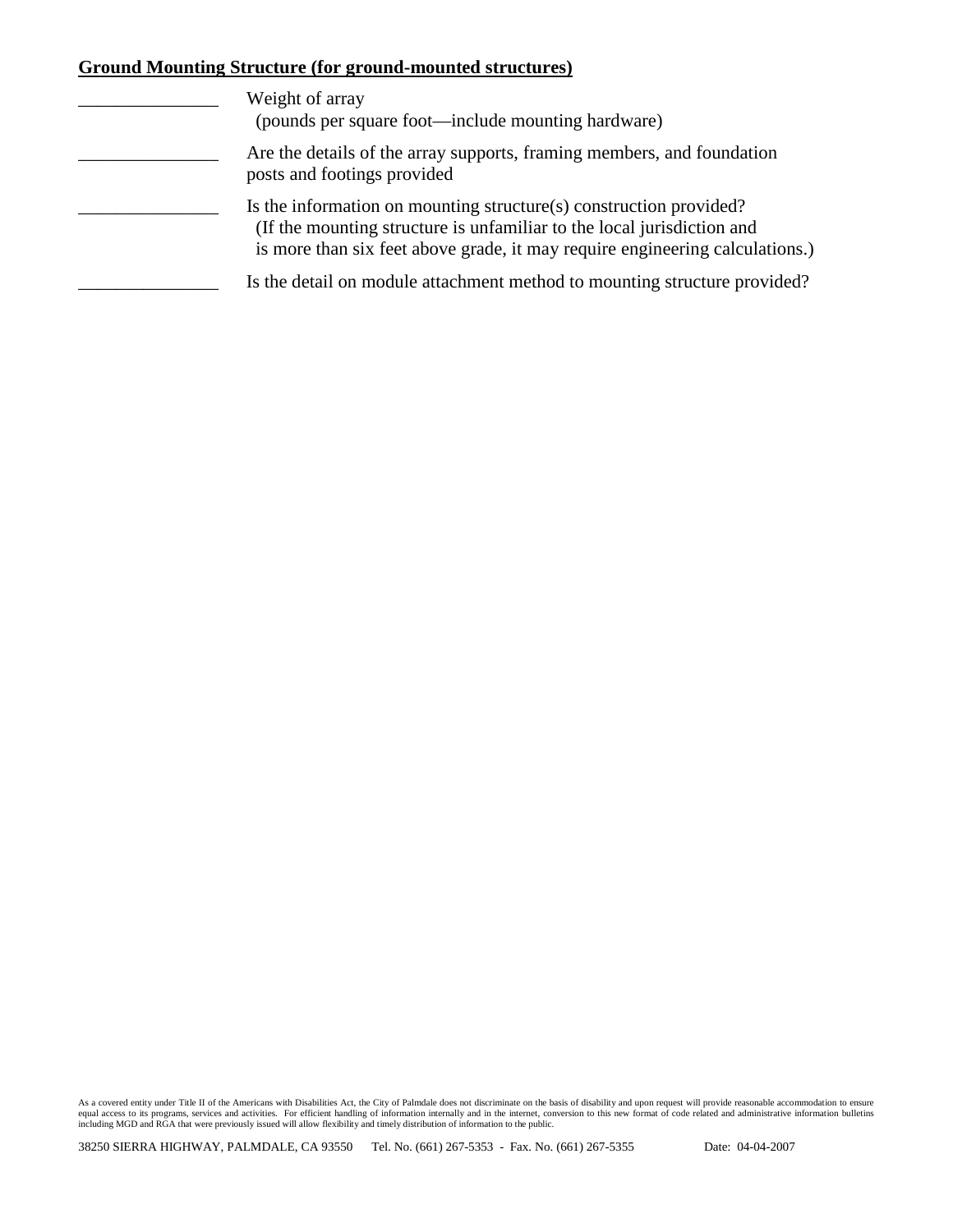**Ground Mounting Structure (for ground-mounted structures)**

_______________ Weight of array
(pounds per square foot—include mounting hardware)

_______________ Are the details of the array supports, framing members, and foundation posts and footings provided

_______________ Is the information on mounting structure(s) construction provided?
(If the mounting structure is unfamiliar to the local jurisdiction and is more than six feet above grade, it may require engineering calculations.)

_______________ Is the detail on module attachment method to mounting structure provided?

As a covered entity under Title II of the Americans with Disabilities Act, the City of Palmdale does not discriminate on the basis of disability and upon request will provide reasonable accommodation to ensure equal access to its programs, services and activities. For efficient handling of information internally and in the internet, conversion to this new format of code related and administrative information bulletins including MGD and RGA that were previously issued will allow flexibility and timely distribution of information to the public.

38250 SIERRA HIGHWAY, PALMDALE, CA 93550 Tel. No. (661) 267-5353 - Fax. No. (661) 267-5355 Date: 04-04-2007